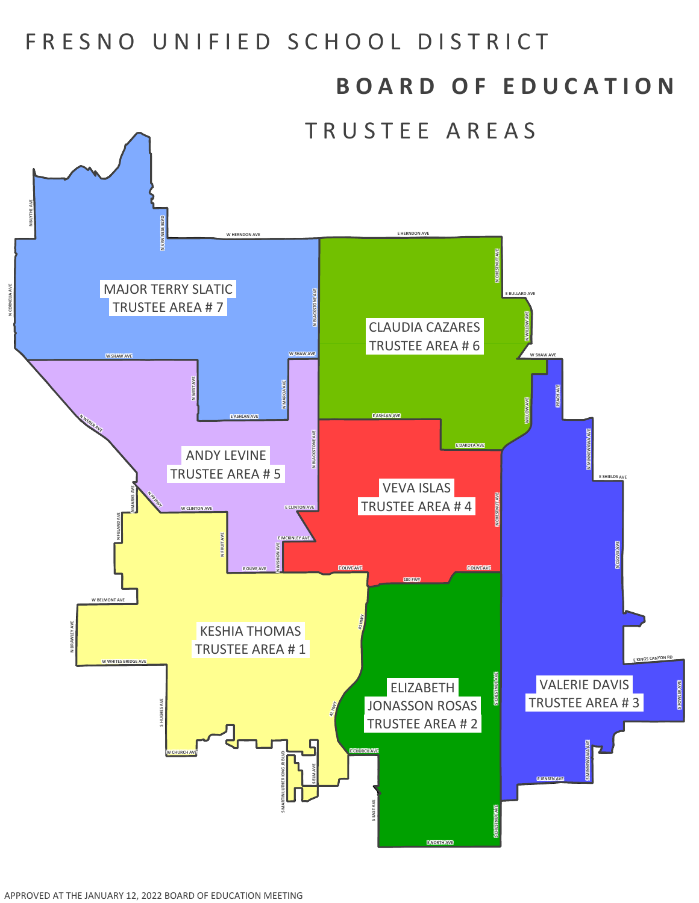# FRESNO UNIFIED SCHOOL DISTRICT

## BOARD OF EDUCATION

## TRUSTEE AREAS

MAJOR TERRY SLATIC
TRUSTEE AREA # 7

CLAUDIA CAZARES
TRUSTEE AREA # 6

ANDY LEVINE
TRUSTEE AREA # 5

VEVA ISLAS
TRUSTEE AREA # 4

KESHIA THOMAS
TRUSTEE AREA # 1

ELIZABETH
JONASSON ROSAS
TRUSTEE AREA # 2

VALERIE DAVIS
TRUSTEE AREA # 3

APPROVED AT THE JANUARY 12, 2022 BOARD OF EDUCATION MEETING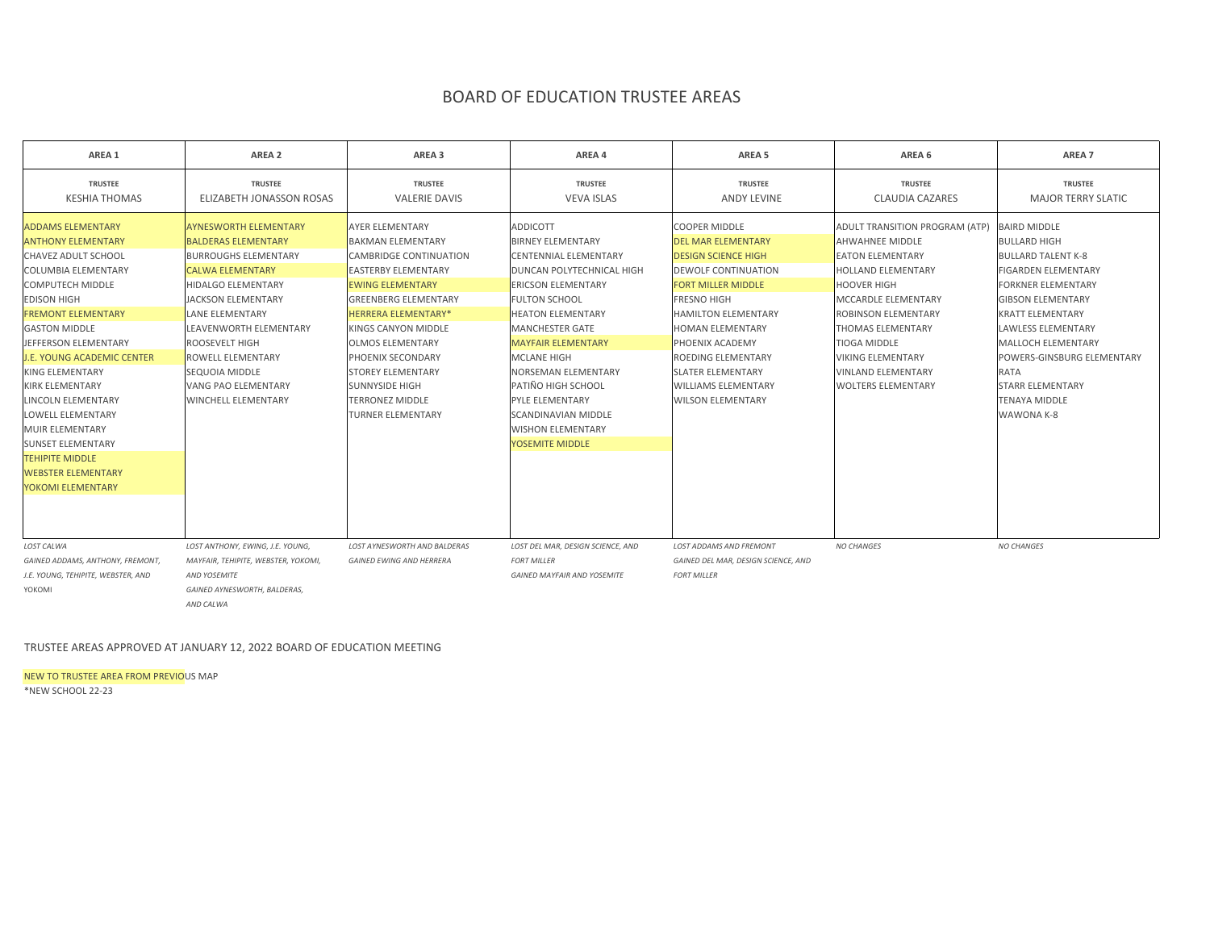# BOARD OF EDUCATION TRUSTEE AREAS

| AREA 1 | AREA 2 | AREA 3 | AREA 4 | AREA 5 | AREA 6 | AREA 7 |
|---|---|---|---|---|---|---|
| TRUSTEE KESHIA THOMAS | TRUSTEE ELIZABETH JONASSON ROSAS | TRUSTEE VALERIE DAVIS | TRUSTEE VEVA ISLAS | TRUSTEE ANDY LEVINE | TRUSTEE CLAUDIA CAZARES | TRUSTEE MAJOR TERRY SLATIC |
| ADDAMS ELEMENTARY | AYNESWORTH ELEMENTARY | AYER ELEMENTARY | ADDICOTT | COOPER MIDDLE | ADULT TRANSITION PROGRAM (ATP) | BAIRD MIDDLE |
| ANTHONY ELEMENTARY | BALDERAS ELEMENTARY | BAKMAN ELEMENTARY | BIRNEY ELEMENTARY | DEL MAR ELEMENTARY | AHWAHNEE MIDDLE | BULLARD HIGH |
| CHAVEZ ADULT SCHOOL | BURROUGHS ELEMENTARY | CAMBRIDGE CONTINUATION | CENTENNIAL ELEMENTARY | DESIGN SCIENCE HIGH | EATON ELEMENTARY | BULLARD TALENT K-8 |
| COLUMBIA ELEMENTARY | CALWA ELEMENTARY | EASTERBY ELEMENTARY | DUNCAN POLYTECHNICAL HIGH | DEWOLF CONTINUATION | HOLLAND ELEMENTARY | FIGARDEN ELEMENTARY |
| COMPUTECH MIDDLE | HIDALGO ELEMENTARY | EWING ELEMENTARY | ERICSON ELEMENTARY | FORT MILLER MIDDLE | HOOVER HIGH | FORKNER ELEMENTARY |
| EDISON HIGH | JACKSON ELEMENTARY | GREENBERG ELEMENTARY | FULTON SCHOOL | FRESNO HIGH | MCCARDLE ELEMENTARY | GIBSON ELEMENTARY |
| FREMONT ELEMENTARY | LANE ELEMENTARY | HERRERA ELEMENTARY* | HEATON ELEMENTARY | HAMILTON ELEMENTARY | ROBINSON ELEMENTARY | KRATT ELEMENTARY |
| GASTON MIDDLE | LEAVENWORTH ELEMENTARY | KINGS CANYON MIDDLE | MANCHESTER GATE | HOMAN ELEMENTARY | THOMAS ELEMENTARY | LAWLESS ELEMENTARY |
| JEFFERSON ELEMENTARY | ROOSEVELT HIGH | OLMOS ELEMENTARY | MAYFAIR ELEMENTARY | PHOENIX ACADEMY | TIOGA MIDDLE | MALLOCH ELEMENTARY |
| J.E. YOUNG ACADEMIC CENTER | ROWELL ELEMENTARY | PHOENIX SECONDARY | MCLANE HIGH | ROEDING ELEMENTARY | VIKING ELEMENTARY | POWERS-GINSBURG ELEMENTARY |
| KING ELEMENTARY | SEQUOIA MIDDLE | STOREY ELEMENTARY | NORSEMAN ELEMENTARY | SLATER ELEMENTARY | VINLAND ELEMENTARY | RATA |
| KIRK ELEMENTARY | VANG PAO ELEMENTARY | SUNNYSIDE HIGH | PATIÑO HIGH SCHOOL | WILLIAMS ELEMENTARY | WOLTERS ELEMENTARY | STARR ELEMENTARY |
| LINCOLN ELEMENTARY | WINCHELL ELEMENTARY | TERRONEZ MIDDLE | PYLE ELEMENTARY | WILSON ELEMENTARY | | TENAYA MIDDLE |
| LOWELL ELEMENTARY | | TURNER ELEMENTARY | SCANDINAVIAN MIDDLE | | | WAWONA K-8 |
| MUIR ELEMENTARY | | | WISHON ELEMENTARY | | | |
| SUNSET ELEMENTARY | | | YOSEMITE MIDDLE | | | |
| TEHIPITE MIDDLE | | | | | | |
| WEBSTER ELEMENTARY | | | | | | |
| YOKOMI ELEMENTARY | | | | | | |
| *LOST CALWA* *GAINED ADDAMS, ANTHONY, FREMONT, J.E. YOUNG, TEHIPITE, WEBSTER, AND YOKOMI* | *LOST ANTHONY, EWING, J.E. YOUNG, MAYFAIR, TEHIPITE, WEBSTER, YOKOMI, AND YOSEMITE* *GAINED AYNESWORTH, BALDERAS, AND CALWA* | *LOST AYNESWORTH AND BALDERAS* *GAINED EWING AND HERRERA* | *LOST DEL MAR, DESIGN SCIENCE, AND FORT MILLER* *GAINED MAYFAIR AND YOSEMITE* | *LOST ADDAMS AND FREMONT* *GAINED DEL MAR, DESIGN SCIENCE, AND FORT MILLER* | *NO CHANGES* | *NO CHANGES* |

TRUSTEE AREAS APPROVED AT JANUARY 12, 2022 BOARD OF EDUCATION MEETING

NEW TO TRUSTEE AREA FROM PREVIOUS MAP

*NEW SCHOOL 22-23